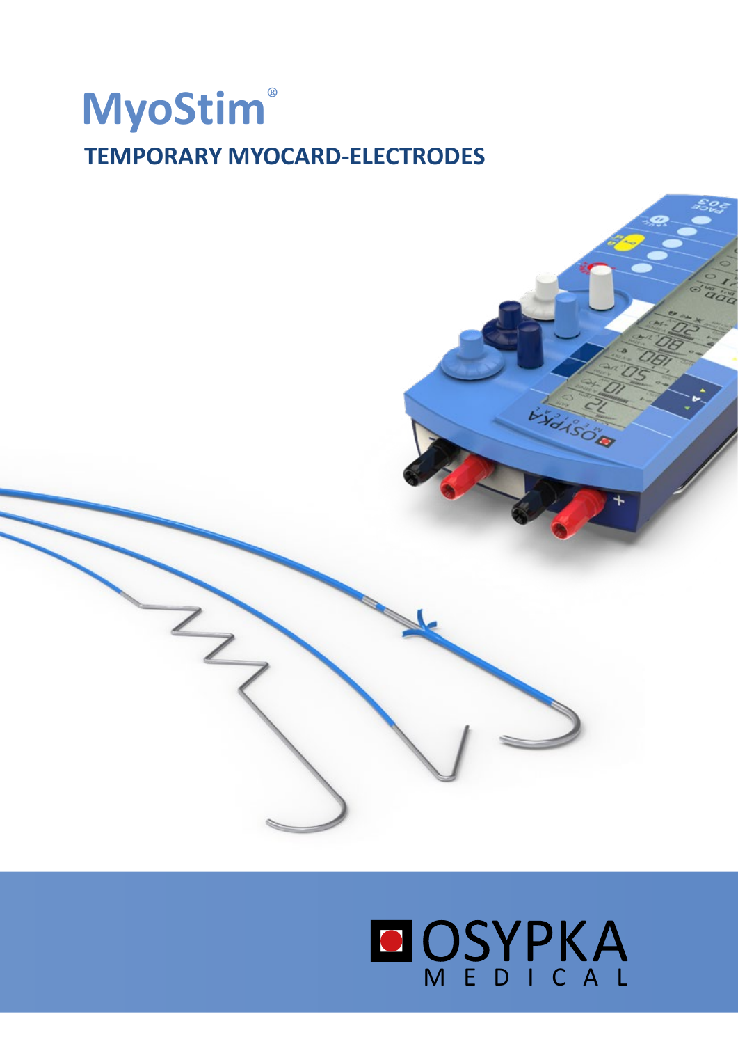# MyoStim®

## TEMPORARY MYOCARD-ELECTRODES

OSYPKA MEDICAL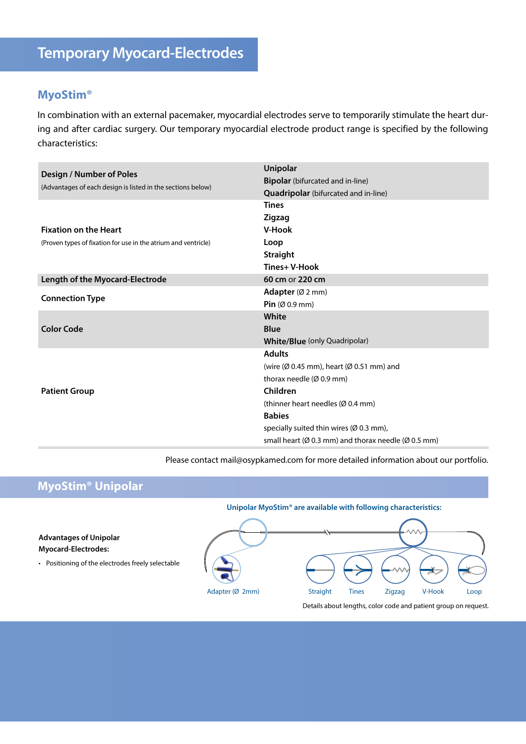# Temporary Myocard-Electrodes

## MyoStim®

In combination with an external pacemaker, myocardial electrodes serve to temporarily stimulate the heart during and after cardiac surgery. Our temporary myocardial electrode product range is specified by the following characteristics:

| | |
|---|---|
| **Design / Number of Poles**<br>(Advantages of each design is listed in the sections below) | **Unipolar**<br>**Bipolar** (bifurcated and in-line)<br>**Quadripolar** (bifurcated and in-line) |
| **Fixation on the Heart**<br>(Proven types of fixation for use in the atrium and ventricle) | **Tines**<br>**Zigzag**<br>**V-Hook**<br>**Loop**<br>**Straight**<br>**Tines+ V-Hook** |
| **Length of the Myocard-Electrode** | **60 cm** or **220 cm** |
| **Connection Type** | **Adapter** (Ø 2 mm)<br>**Pin** (Ø 0.9 mm) |
| **Color Code** | **White**<br>**Blue**<br>**White/Blue** (only Quadripolar) |
| **Patient Group** | **Adults**<br>(wire (Ø 0.45 mm), heart (Ø 0.51 mm) and thorax needle (Ø 0.9 mm)<br>**Children**<br>(thinner heart needles (Ø 0.4 mm)<br>**Babies**<br>specially suited thin wires (Ø 0.3 mm),<br>small heart (Ø 0.3 mm) and thorax needle (Ø 0.5 mm) |

Please contact mail@osypkamed.com for more detailed information about our portfolio.

## MyoStim® Unipolar

**Advantages of Unipolar Myocard-Electrodes:**

- Positioning of the electrodes freely selectable

**Unipolar MyoStim® are available with following characteristics:**

Adapter (Ø 2mm)

Straight

Tines

Zigzag

V-Hook

Loop

Details about lengths, color code and patient group on request.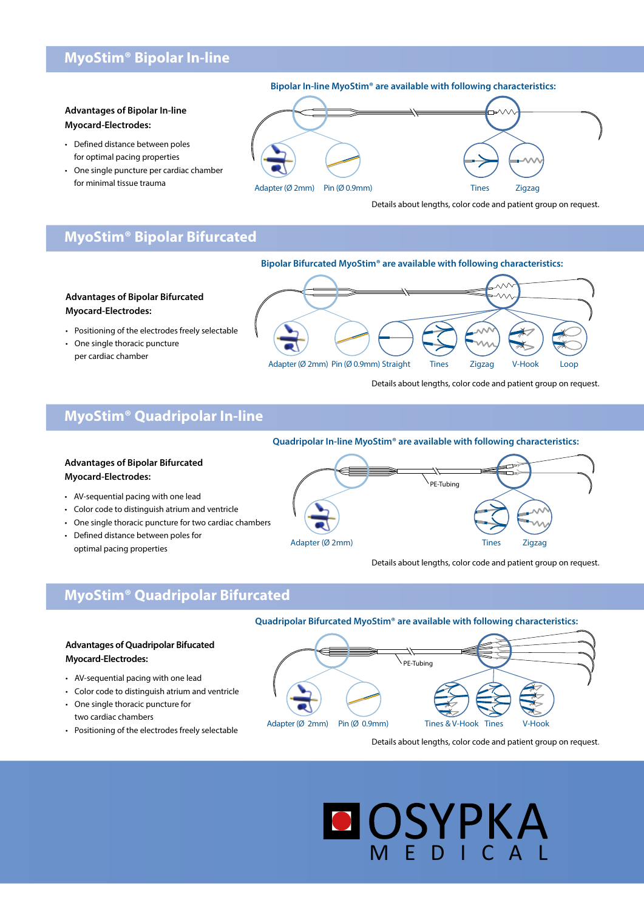## MyoStim® Bipolar In-line

**Advantages of Bipolar In-line Myocard-Electrodes:**

- Defined distance between poles for optimal pacing properties
- One single puncture per cardiac chamber for minimal tissue trauma

**Bipolar In-line MyoStim® are available with following characteristics:**

Adapter (Ø 2mm)
Pin (Ø 0.9mm)
Tines
Zigzag

Details about lengths, color code and patient group on request.

## MyoStim® Bipolar Bifurcated

**Advantages of Bipolar Bifurcated Myocard-Electrodes:**

- Positioning of the electrodes freely selectable
- One single thoracic puncture per cardiac chamber

**Bipolar Bifurcated MyoStim® are available with following characteristics:**

Adapter (Ø 2mm)
Pin (Ø 0.9mm)
Straight
Tines
Zigzag
V-Hook
Loop

Details about lengths, color code and patient group on request.

## MyoStim® Quadripolar In-line

**Advantages of Bipolar Bifurcated Myocard-Electrodes:**

- AV-sequential pacing with one lead
- Color code to distinguish atrium and ventricle
- One single thoracic puncture for two cardiac chambers
- Defined distance between poles for optimal pacing properties

**Quadripolar In-line MyoStim® are available with following characteristics:**

PE-Tubing
Adapter (Ø 2mm)
Tines
Zigzag

Details about lengths, color code and patient group on request.

## MyoStim® Quadripolar Bifurcated

**Advantages of Quadripolar Bifucated Myocard-Electrodes:**

- AV-sequential pacing with one lead
- Color code to distinguish atrium and ventricle
- One single thoracic puncture for two cardiac chambers
- Positioning of the electrodes freely selectable

**Quadripolar Bifurcated MyoStim® are available with following characteristics:**

PE-Tubing
Adapter (Ø 2mm)
Pin (Ø 0.9mm)
Tines & V-Hook
Tines
V-Hook

Details about lengths, color code and patient group on request.

OSYPKA MEDICAL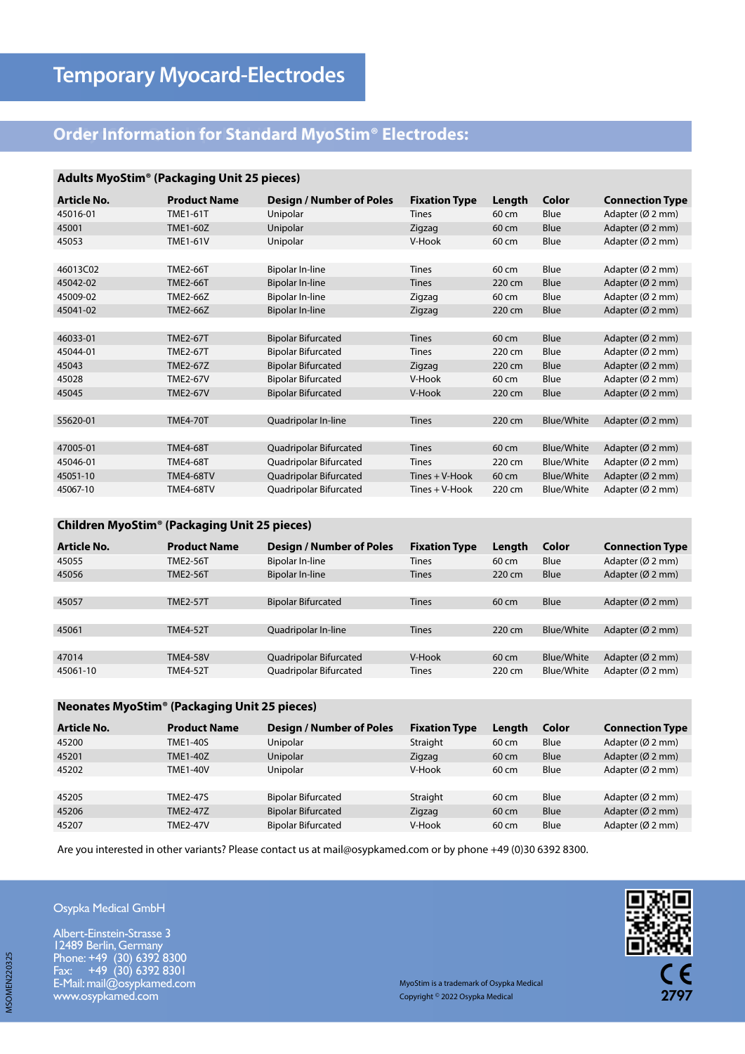# Temporary Myocard-Electrodes

## Order Information for Standard MyoStim® Electrodes:

### Adults MyoStim® (Packaging Unit 25 pieces)

| Article No. | Product Name | Design / Number of Poles | Fixation Type | Length | Color | Connection Type |
|---|---|---|---|---|---|---|
| 45016-01 | TME1-61T | Unipolar | Tines | 60 cm | Blue | Adapter (Ø 2 mm) |
| 45001 | TME1-60Z | Unipolar | Zigzag | 60 cm | Blue | Adapter (Ø 2 mm) |
| 45053 | TME1-61V | Unipolar | V-Hook | 60 cm | Blue | Adapter (Ø 2 mm) |
| 46013C02 | TME2-66T | Bipolar In-line | Tines | 60 cm | Blue | Adapter (Ø 2 mm) |
| 45042-02 | TME2-66T | Bipolar In-line | Tines | 220 cm | Blue | Adapter (Ø 2 mm) |
| 45009-02 | TME2-66Z | Bipolar In-line | Zigzag | 60 cm | Blue | Adapter (Ø 2 mm) |
| 45041-02 | TME2-66Z | Bipolar In-line | Zigzag | 220 cm | Blue | Adapter (Ø 2 mm) |
| 46033-01 | TME2-67T | Bipolar Bifurcated | Tines | 60 cm | Blue | Adapter (Ø 2 mm) |
| 45044-01 | TME2-67T | Bipolar Bifurcated | Tines | 220 cm | Blue | Adapter (Ø 2 mm) |
| 45043 | TME2-67Z | Bipolar Bifurcated | Zigzag | 220 cm | Blue | Adapter (Ø 2 mm) |
| 45028 | TME2-67V | Bipolar Bifurcated | V-Hook | 60 cm | Blue | Adapter (Ø 2 mm) |
| 45045 | TME2-67V | Bipolar Bifurcated | V-Hook | 220 cm | Blue | Adapter (Ø 2 mm) |
| S5620-01 | TME4-70T | Quadripolar In-line | Tines | 220 cm | Blue/White | Adapter (Ø 2 mm) |
| 47005-01 | TME4-68T | Quadripolar Bifurcated | Tines | 60 cm | Blue/White | Adapter (Ø 2 mm) |
| 45046-01 | TME4-68T | Quadripolar Bifurcated | Tines | 220 cm | Blue/White | Adapter (Ø 2 mm) |
| 45051-10 | TME4-68TV | Quadripolar Bifurcated | Tines + V-Hook | 60 cm | Blue/White | Adapter (Ø 2 mm) |
| 45067-10 | TME4-68TV | Quadripolar Bifurcated | Tines + V-Hook | 220 cm | Blue/White | Adapter (Ø 2 mm) |

### Children MyoStim® (Packaging Unit 25 pieces)

| Article No. | Product Name | Design / Number of Poles | Fixation Type | Length | Color | Connection Type |
|---|---|---|---|---|---|---|
| 45055 | TME2-56T | Bipolar In-line | Tines | 60 cm | Blue | Adapter (Ø 2 mm) |
| 45056 | TME2-56T | Bipolar In-line | Tines | 220 cm | Blue | Adapter (Ø 2 mm) |
| 45057 | TME2-57T | Bipolar Bifurcated | Tines | 60 cm | Blue | Adapter (Ø 2 mm) |
| 45061 | TME4-52T | Quadripolar In-line | Tines | 220 cm | Blue/White | Adapter (Ø 2 mm) |
| 47014 | TME4-58V | Quadripolar Bifurcated | V-Hook | 60 cm | Blue/White | Adapter (Ø 2 mm) |
| 45061-10 | TME4-52T | Quadripolar Bifurcated | Tines | 220 cm | Blue/White | Adapter (Ø 2 mm) |

### Neonates MyoStim® (Packaging Unit 25 pieces)

| Article No. | Product Name | Design / Number of Poles | Fixation Type | Length | Color | Connection Type |
|---|---|---|---|---|---|---|
| 45200 | TME1-40S | Unipolar | Straight | 60 cm | Blue | Adapter (Ø 2 mm) |
| 45201 | TME1-40Z | Unipolar | Zigzag | 60 cm | Blue | Adapter (Ø 2 mm) |
| 45202 | TME1-40V | Unipolar | V-Hook | 60 cm | Blue | Adapter (Ø 2 mm) |
| 45205 | TME2-47S | Bipolar Bifurcated | Straight | 60 cm | Blue | Adapter (Ø 2 mm) |
| 45206 | TME2-47Z | Bipolar Bifurcated | Zigzag | 60 cm | Blue | Adapter (Ø 2 mm) |
| 45207 | TME2-47V | Bipolar Bifurcated | V-Hook | 60 cm | Blue | Adapter (Ø 2 mm) |

Are you interested in other variants? Please contact us at mail@osypkamed.com or by phone +49 (0)30 6392 8300.

Osypka Medical GmbH

Albert-Einstein-Strasse 3
12489 Berlin, Germany
Phone: +49 (30) 6392 8300
Fax: +49 (30) 6392 8301
E-Mail: mail@osypkamed.com
www.osypkamed.com

MyoStim is a trademark of Osypka Medical
Copyright © 2022 Osypka Medical

CE 2797

MSOMEN220325